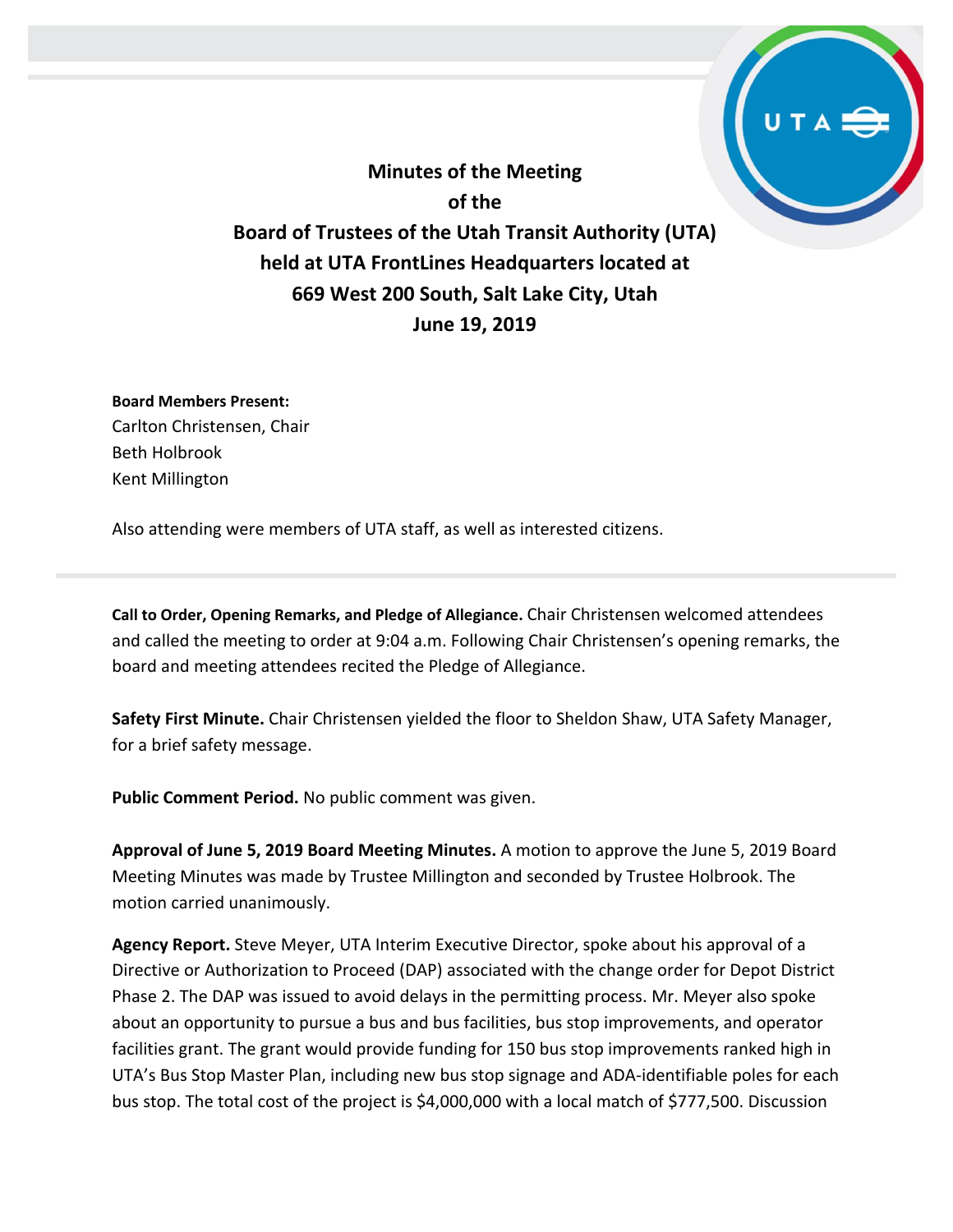# Minutes of the Meeting of the Board of Trustees of the Utah Transit Authority (UTA) held at UTA FrontLines Headquarters located at 669 West 200 South, Salt Lake City, Utah June 19, 2019

**Board Members Present:**
Carlton Christensen, Chair
Beth Holbrook
Kent Millington

Also attending were members of UTA staff, as well as interested citizens.

---

**Call to Order, Opening Remarks, and Pledge of Allegiance.** Chair Christensen welcomed attendees and called the meeting to order at 9:04 a.m. Following Chair Christensen's opening remarks, the board and meeting attendees recited the Pledge of Allegiance.

**Safety First Minute.** Chair Christensen yielded the floor to Sheldon Shaw, UTA Safety Manager, for a brief safety message.

**Public Comment Period.** No public comment was given.

**Approval of June 5, 2019 Board Meeting Minutes.** A motion to approve the June 5, 2019 Board Meeting Minutes was made by Trustee Millington and seconded by Trustee Holbrook. The motion carried unanimously.

**Agency Report.** Steve Meyer, UTA Interim Executive Director, spoke about his approval of a Directive or Authorization to Proceed (DAP) associated with the change order for Depot District Phase 2. The DAP was issued to avoid delays in the permitting process. Mr. Meyer also spoke about an opportunity to pursue a bus and bus facilities, bus stop improvements, and operator facilities grant. The grant would provide funding for 150 bus stop improvements ranked high in UTA's Bus Stop Master Plan, including new bus stop signage and ADA-identifiable poles for each bus stop. The total cost of the project is $4,000,000 with a local match of $777,500. Discussion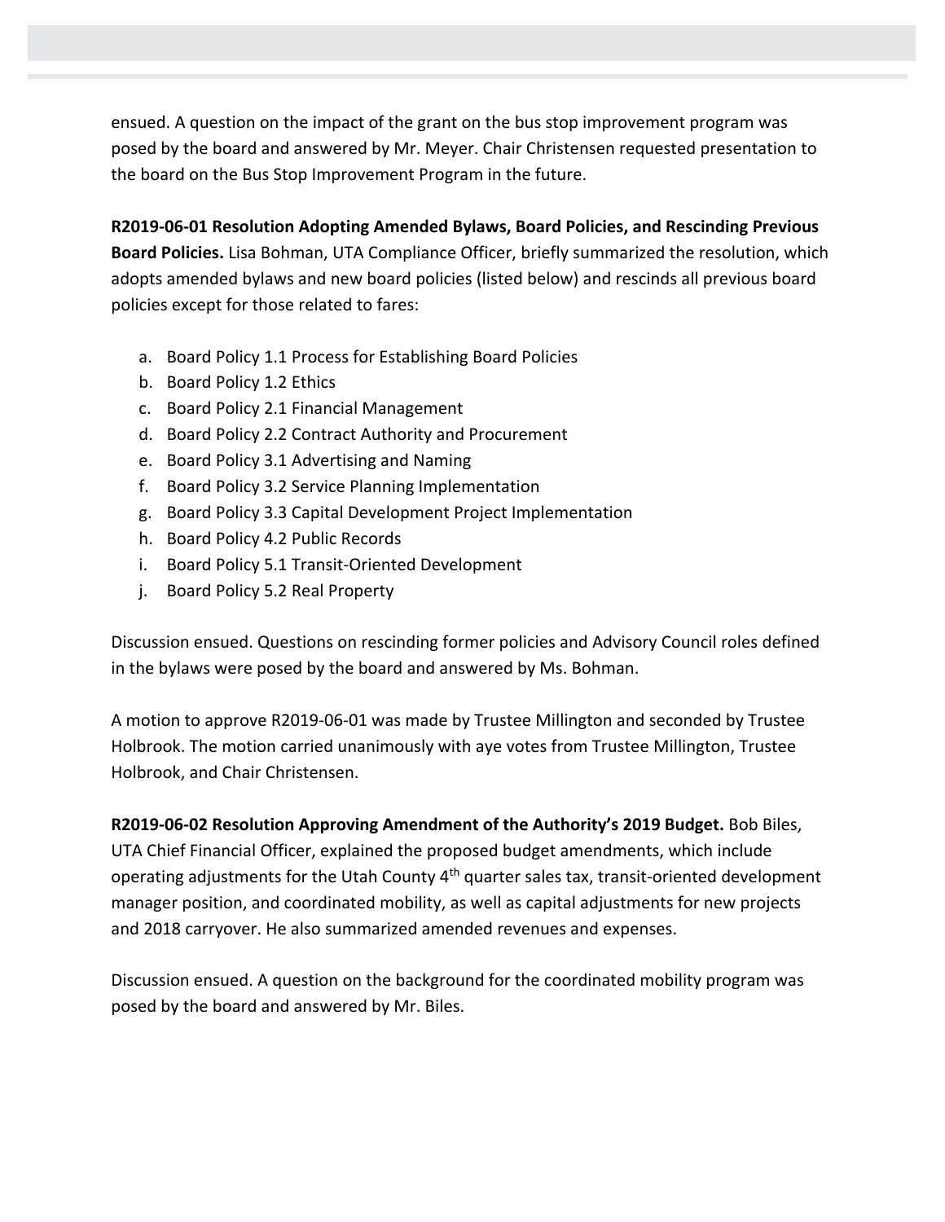ensued. A question on the impact of the grant on the bus stop improvement program was posed by the board and answered by Mr. Meyer. Chair Christensen requested presentation to the board on the Bus Stop Improvement Program in the future.

**R2019-06-01 Resolution Adopting Amended Bylaws, Board Policies, and Rescinding Previous Board Policies.** Lisa Bohman, UTA Compliance Officer, briefly summarized the resolution, which adopts amended bylaws and new board policies (listed below) and rescinds all previous board policies except for those related to fares:

a. Board Policy 1.1 Process for Establishing Board Policies
b. Board Policy 1.2 Ethics
c. Board Policy 2.1 Financial Management
d. Board Policy 2.2 Contract Authority and Procurement
e. Board Policy 3.1 Advertising and Naming
f. Board Policy 3.2 Service Planning Implementation
g. Board Policy 3.3 Capital Development Project Implementation
h. Board Policy 4.2 Public Records
i. Board Policy 5.1 Transit-Oriented Development
j. Board Policy 5.2 Real Property

Discussion ensued. Questions on rescinding former policies and Advisory Council roles defined in the bylaws were posed by the board and answered by Ms. Bohman.

A motion to approve R2019-06-01 was made by Trustee Millington and seconded by Trustee Holbrook. The motion carried unanimously with aye votes from Trustee Millington, Trustee Holbrook, and Chair Christensen.

**R2019-06-02 Resolution Approving Amendment of the Authority's 2019 Budget.** Bob Biles, UTA Chief Financial Officer, explained the proposed budget amendments, which include operating adjustments for the Utah County 4th quarter sales tax, transit-oriented development manager position, and coordinated mobility, as well as capital adjustments for new projects and 2018 carryover. He also summarized amended revenues and expenses.

Discussion ensued. A question on the background for the coordinated mobility program was posed by the board and answered by Mr. Biles.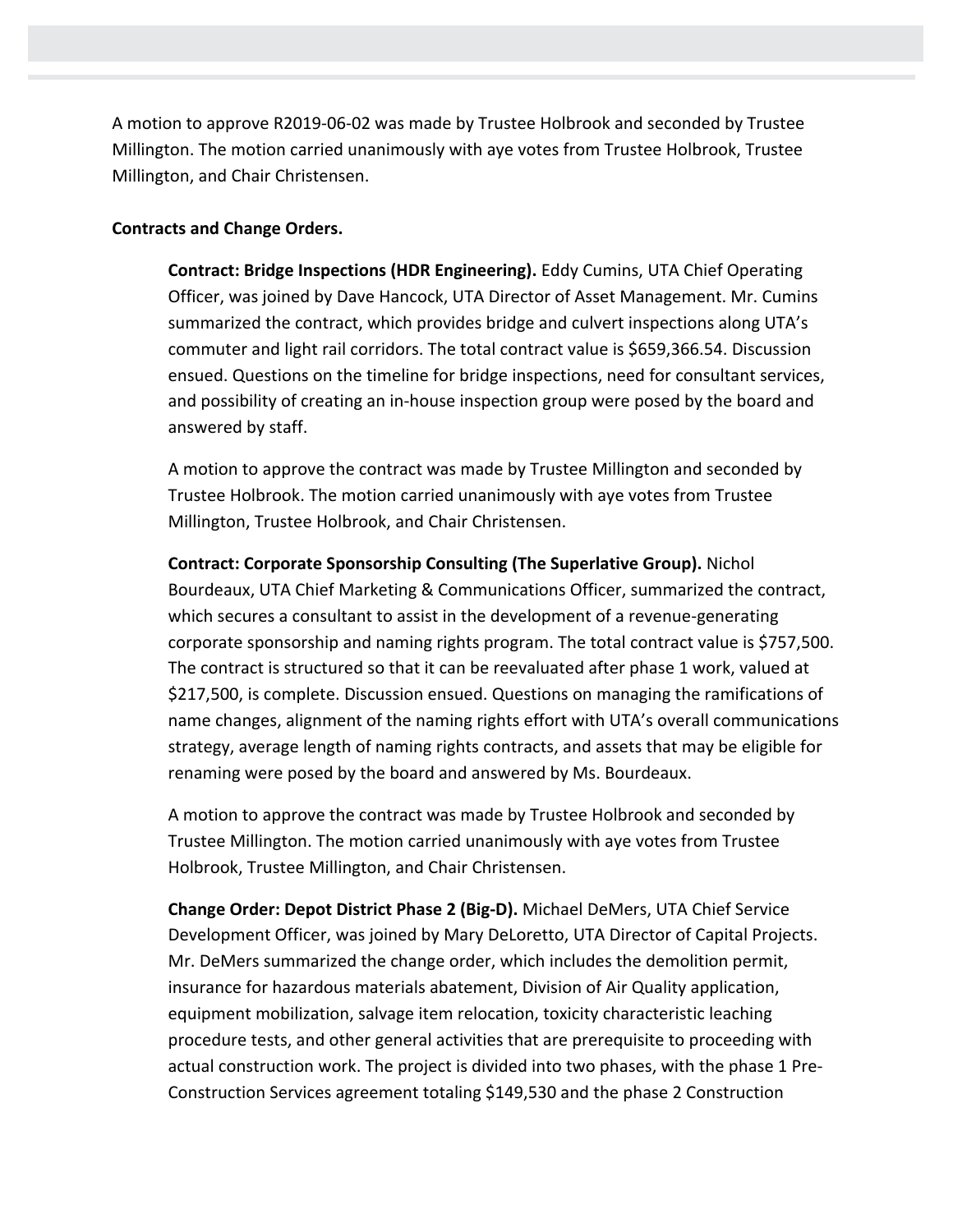A motion to approve R2019-06-02 was made by Trustee Holbrook and seconded by Trustee Millington. The motion carried unanimously with aye votes from Trustee Holbrook, Trustee Millington, and Chair Christensen.

**Contracts and Change Orders.**

**Contract: Bridge Inspections (HDR Engineering).** Eddy Cumins, UTA Chief Operating Officer, was joined by Dave Hancock, UTA Director of Asset Management. Mr. Cumins summarized the contract, which provides bridge and culvert inspections along UTA's commuter and light rail corridors. The total contract value is $659,366.54. Discussion ensued. Questions on the timeline for bridge inspections, need for consultant services, and possibility of creating an in-house inspection group were posed by the board and answered by staff.

A motion to approve the contract was made by Trustee Millington and seconded by Trustee Holbrook. The motion carried unanimously with aye votes from Trustee Millington, Trustee Holbrook, and Chair Christensen.

**Contract: Corporate Sponsorship Consulting (The Superlative Group).** Nichol Bourdeaux, UTA Chief Marketing & Communications Officer, summarized the contract, which secures a consultant to assist in the development of a revenue-generating corporate sponsorship and naming rights program. The total contract value is $757,500. The contract is structured so that it can be reevaluated after phase 1 work, valued at $217,500, is complete. Discussion ensued. Questions on managing the ramifications of name changes, alignment of the naming rights effort with UTA's overall communications strategy, average length of naming rights contracts, and assets that may be eligible for renaming were posed by the board and answered by Ms. Bourdeaux.

A motion to approve the contract was made by Trustee Holbrook and seconded by Trustee Millington. The motion carried unanimously with aye votes from Trustee Holbrook, Trustee Millington, and Chair Christensen.

**Change Order: Depot District Phase 2 (Big-D).** Michael DeMers, UTA Chief Service Development Officer, was joined by Mary DeLoretto, UTA Director of Capital Projects. Mr. DeMers summarized the change order, which includes the demolition permit, insurance for hazardous materials abatement, Division of Air Quality application, equipment mobilization, salvage item relocation, toxicity characteristic leaching procedure tests, and other general activities that are prerequisite to proceeding with actual construction work. The project is divided into two phases, with the phase 1 Pre-Construction Services agreement totaling $149,530 and the phase 2 Construction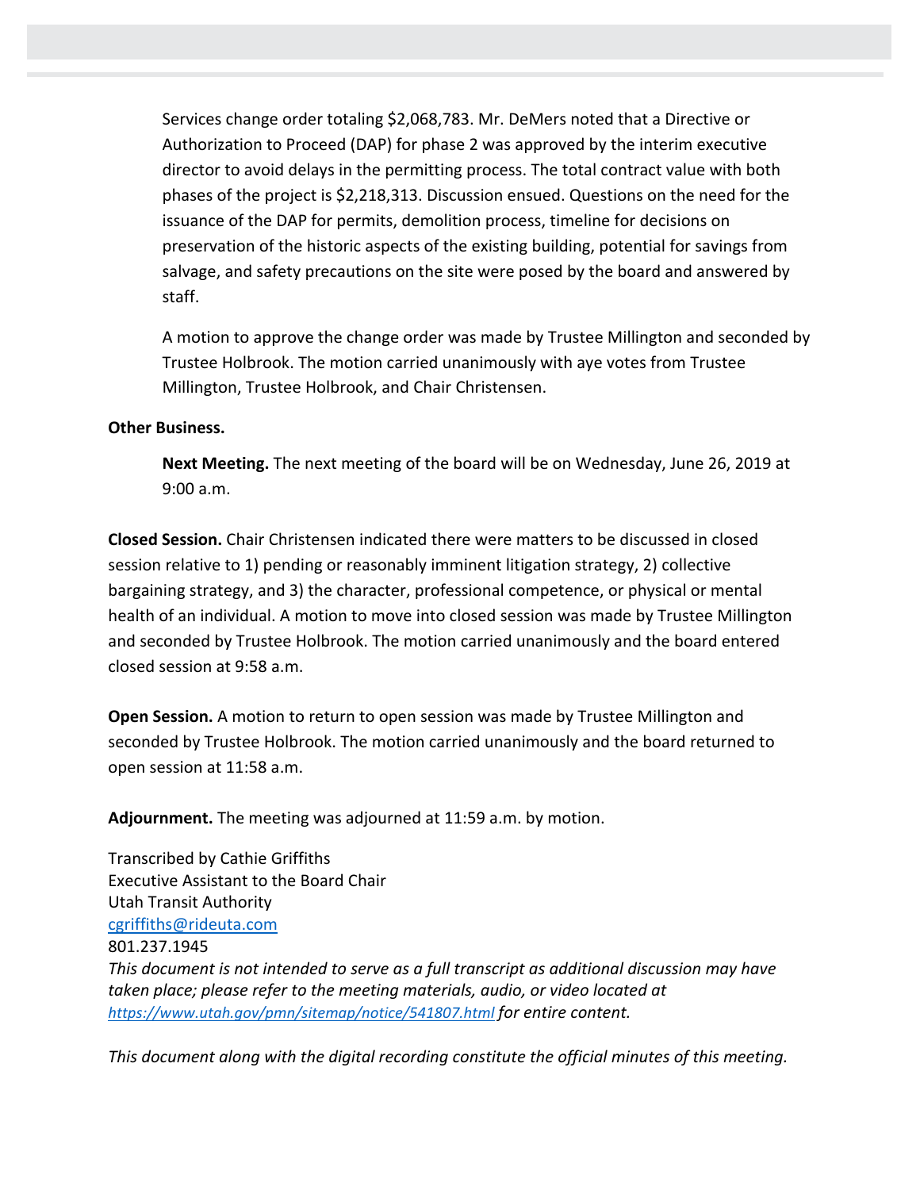Services change order totaling $2,068,783. Mr. DeMers noted that a Directive or Authorization to Proceed (DAP) for phase 2 was approved by the interim executive director to avoid delays in the permitting process. The total contract value with both phases of the project is $2,218,313. Discussion ensued. Questions on the need for the issuance of the DAP for permits, demolition process, timeline for decisions on preservation of the historic aspects of the existing building, potential for savings from salvage, and safety precautions on the site were posed by the board and answered by staff.

A motion to approve the change order was made by Trustee Millington and seconded by Trustee Holbrook. The motion carried unanimously with aye votes from Trustee Millington, Trustee Holbrook, and Chair Christensen.

**Other Business.**

**Next Meeting.** The next meeting of the board will be on Wednesday, June 26, 2019 at 9:00 a.m.

**Closed Session.** Chair Christensen indicated there were matters to be discussed in closed session relative to 1) pending or reasonably imminent litigation strategy, 2) collective bargaining strategy, and 3) the character, professional competence, or physical or mental health of an individual. A motion to move into closed session was made by Trustee Millington and seconded by Trustee Holbrook. The motion carried unanimously and the board entered closed session at 9:58 a.m.

**Open Session.** A motion to return to open session was made by Trustee Millington and seconded by Trustee Holbrook. The motion carried unanimously and the board returned to open session at 11:58 a.m.

**Adjournment.** The meeting was adjourned at 11:59 a.m. by motion.

Transcribed by Cathie Griffiths
Executive Assistant to the Board Chair
Utah Transit Authority
cgriffiths@rideuta.com
801.237.1945
*This document is not intended to serve as a full transcript as additional discussion may have taken place; please refer to the meeting materials, audio, or video located at https://www.utah.gov/pmn/sitemap/notice/541807.html for entire content.*

*This document along with the digital recording constitute the official minutes of this meeting.*